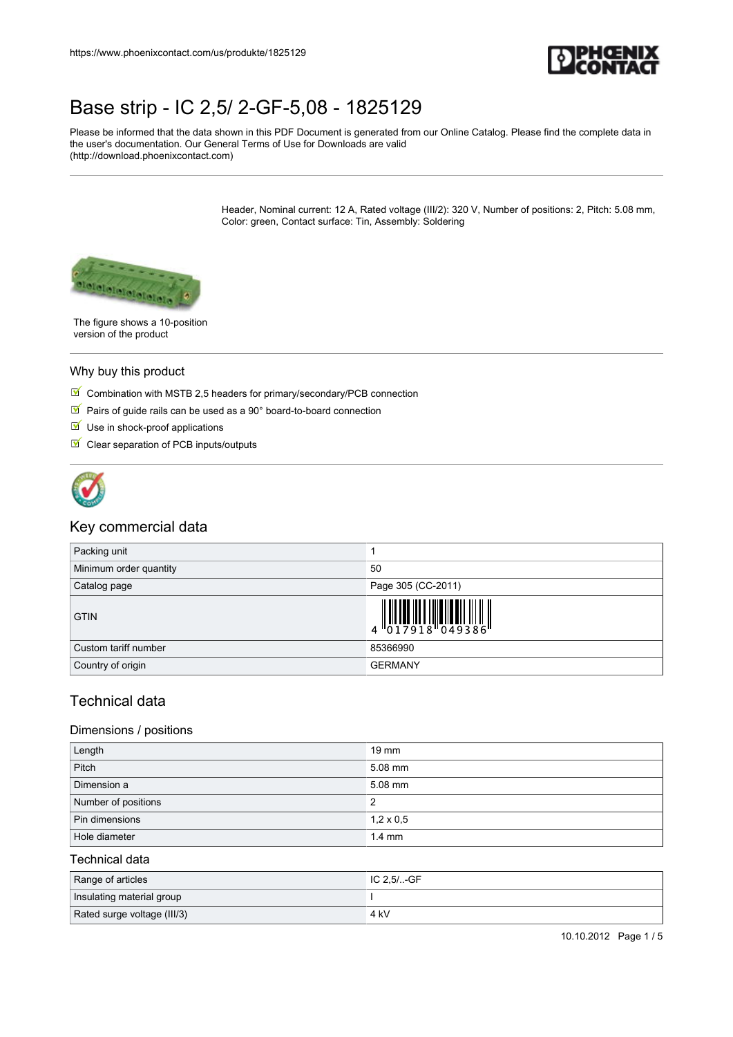# Base strip - IC 2,5/ 2-GF-5,08 - 1825129

Please be informed that the data shown in this PDF Document is generated from our Online Catalog. Please find the complete data in the user's documentation. Our General Terms of Use for Downloads are valid (http://download.phoenixcontact.com)

Header, Nominal current: 12 A, Rated voltage (III/2): 320 V, Number of positions: 2, Pitch: 5.08 mm, Color: green, Contact surface: Tin, Assembly: Soldering

The figure shows a 10-position version of the product

## Why buy this product

- Combination with MSTB 2,5 headers for primary/secondary/PCB connection
- Pairs of guide rails can be used as a 90° board-to-board connection
- Use in shock-proof applications
- Clear separation of PCB inputs/outputs

## Key commercial data

| | |
|---|---|
| Packing unit | 1 |
| Minimum order quantity | 50 |
| Catalog page | Page 305 (CC-2011) |
| GTIN | 4 017918 049386 |
| Custom tariff number | 85366990 |
| Country of origin | GERMANY |

## Technical data

### Dimensions / positions

| | |
|---|---|
| Length | 19 mm |
| Pitch | 5.08 mm |
| Dimension a | 5.08 mm |
| Number of positions | 2 |
| Pin dimensions | 1,2 x 0,5 |
| Hole diameter | 1.4 mm |

### Technical data

| | |
|---|---|
| Range of articles | IC 2,5/..-GF |
| Insulating material group | I |
| Rated surge voltage (III/3) | 4 kV |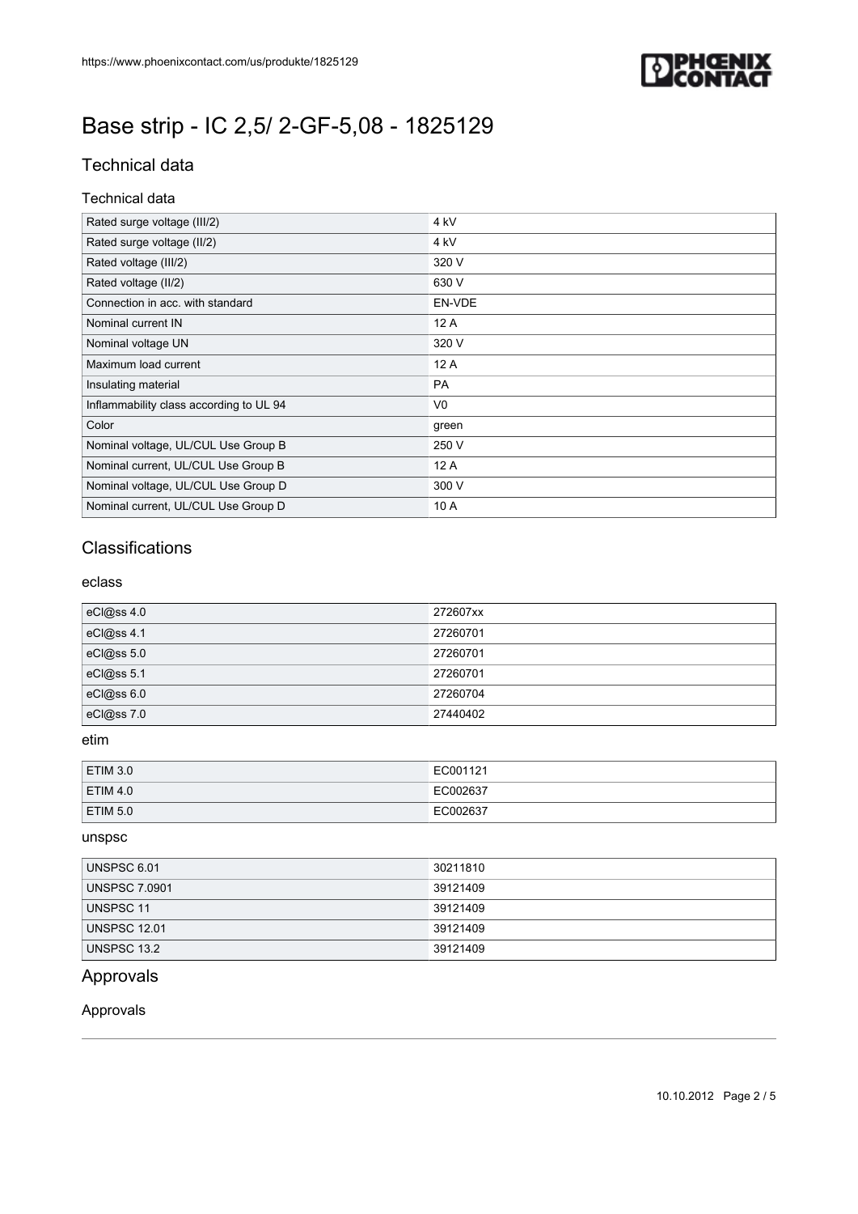# Base strip - IC 2,5/ 2-GF-5,08 - 1825129

## Technical data

### Technical data

| | |
|---|---|
| Rated surge voltage (III/2) | 4 kV |
| Rated surge voltage (II/2) | 4 kV |
| Rated voltage (III/2) | 320 V |
| Rated voltage (II/2) | 630 V |
| Connection in acc. with standard | EN-VDE |
| Nominal current IN | 12 A |
| Nominal voltage UN | 320 V |
| Maximum load current | 12 A |
| Insulating material | PA |
| Inflammability class according to UL 94 | V0 |
| Color | green |
| Nominal voltage, UL/CUL Use Group B | 250 V |
| Nominal current, UL/CUL Use Group B | 12 A |
| Nominal voltage, UL/CUL Use Group D | 300 V |
| Nominal current, UL/CUL Use Group D | 10 A |

## Classifications

### eclass

| | |
|---|---|
| eCl@ss 4.0 | 272607xx |
| eCl@ss 4.1 | 27260701 |
| eCl@ss 5.0 | 27260701 |
| eCl@ss 5.1 | 27260701 |
| eCl@ss 6.0 | 27260704 |
| eCl@ss 7.0 | 27440402 |

### etim

| | |
|---|---|
| ETIM 3.0 | EC001121 |
| ETIM 4.0 | EC002637 |
| ETIM 5.0 | EC002637 |

### unspsc

| | |
|---|---|
| UNSPSC 6.01 | 30211810 |
| UNSPSC 7.0901 | 39121409 |
| UNSPSC 11 | 39121409 |
| UNSPSC 12.01 | 39121409 |
| UNSPSC 13.2 | 39121409 |

## Approvals

### Approvals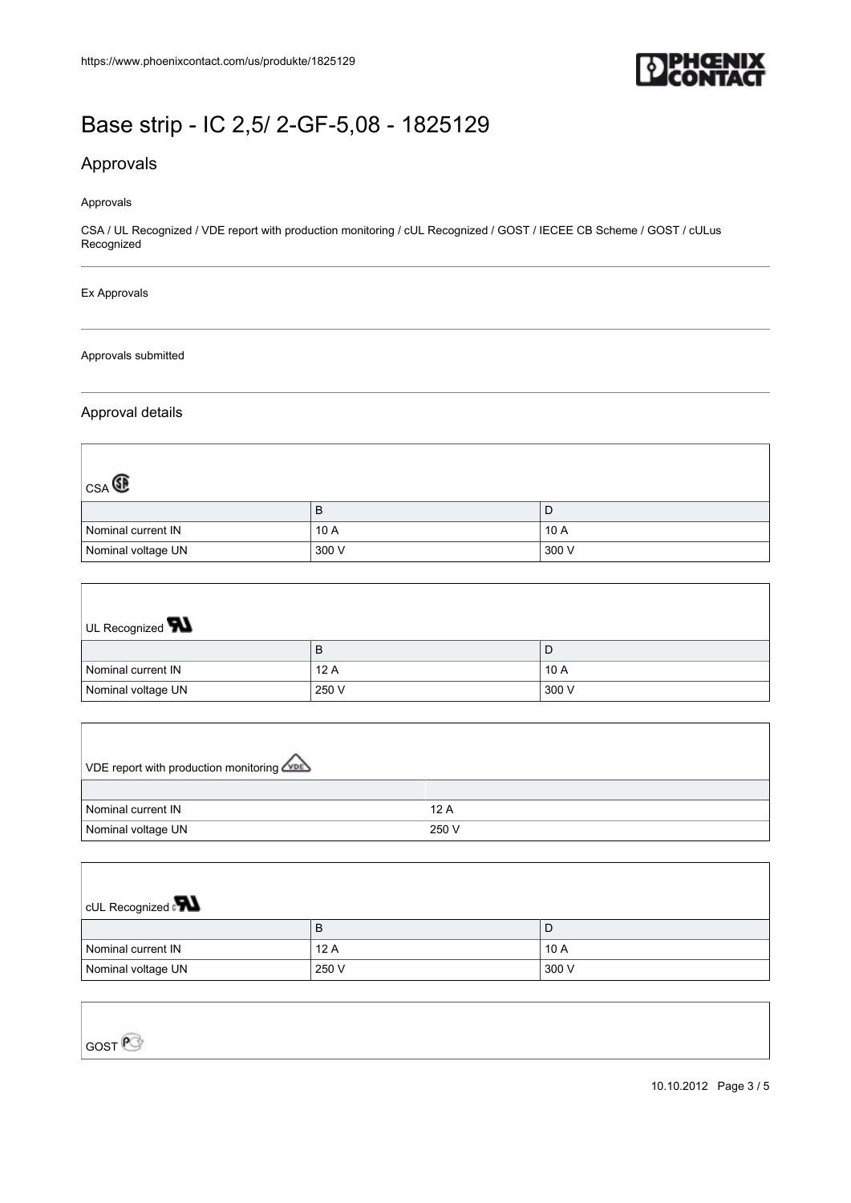# Base strip - IC 2,5/ 2-GF-5,08 - 1825129

## Approvals

Approvals

CSA / UL Recognized / VDE report with production monitoring / cUL Recognized / GOST / IECEE CB Scheme / GOST / cULus Recognized

Ex Approvals

Approvals submitted

### Approval details

CSA

| | B | D |
|---|---|---|
| Nominal current IN | 10 A | 10 A |
| Nominal voltage UN | 300 V | 300 V |

UL Recognized

| | B | D |
|---|---|---|
| Nominal current IN | 12 A | 10 A |
| Nominal voltage UN | 250 V | 300 V |

VDE report with production monitoring

| | |
|---|---|
| Nominal current IN | 12 A |
| Nominal voltage UN | 250 V |

cUL Recognized

| | B | D |
|---|---|---|
| Nominal current IN | 12 A | 10 A |
| Nominal voltage UN | 250 V | 300 V |

GOST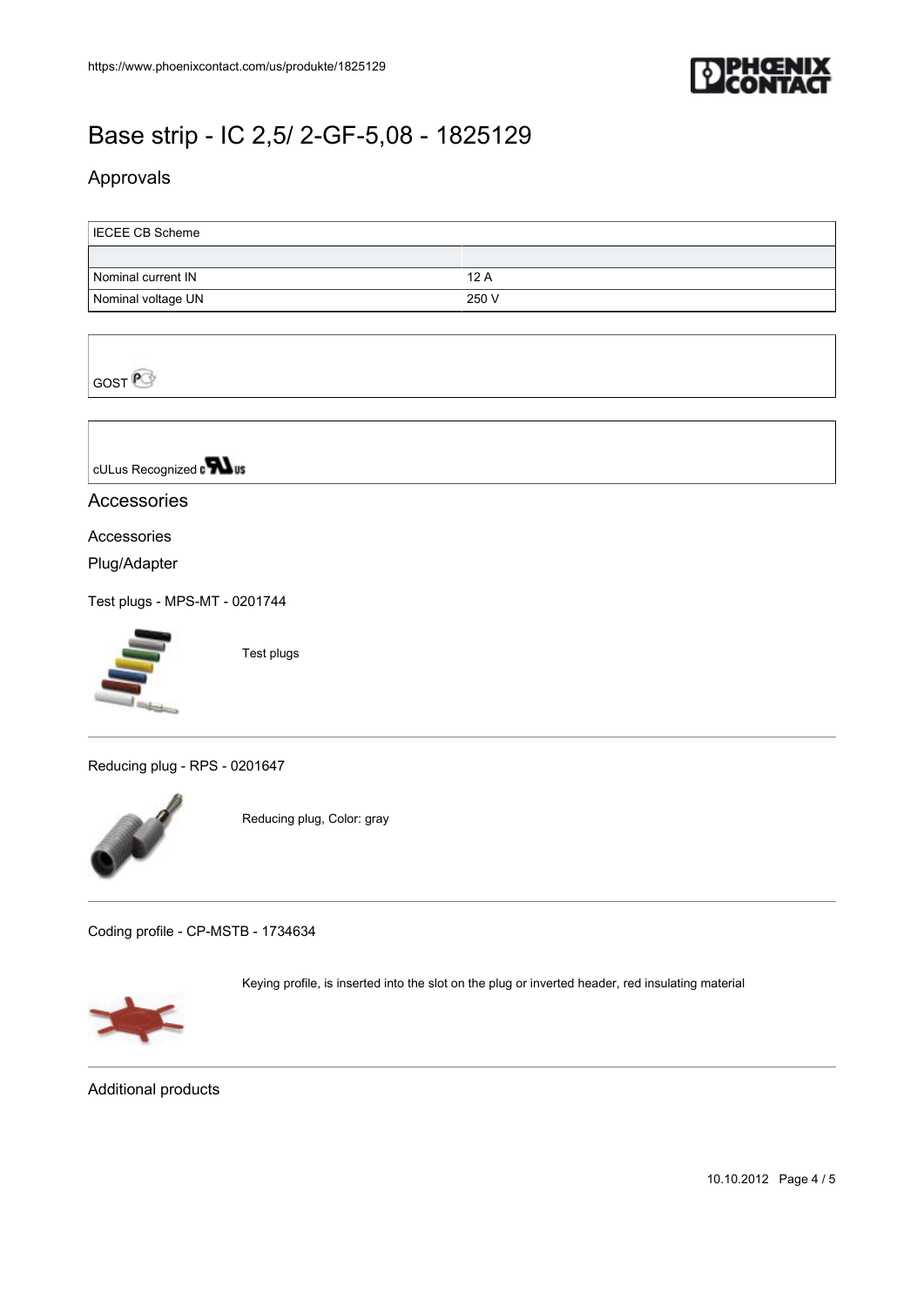# Base strip - IC 2,5/ 2-GF-5,08 - 1825129

## Approvals

| IECEE CB Scheme | |
|---|---|
| | |
| Nominal current IN | 12 A |
| Nominal voltage UN | 250 V |

GOST

cULus Recognized

## Accessories

### Accessories

### Plug/Adapter

Test plugs - MPS-MT - 0201744

Test plugs

Reducing plug - RPS - 0201647

Reducing plug, Color: gray

Coding profile - CP-MSTB - 1734634

Keying profile, is inserted into the slot on the plug or inverted header, red insulating material

## Additional products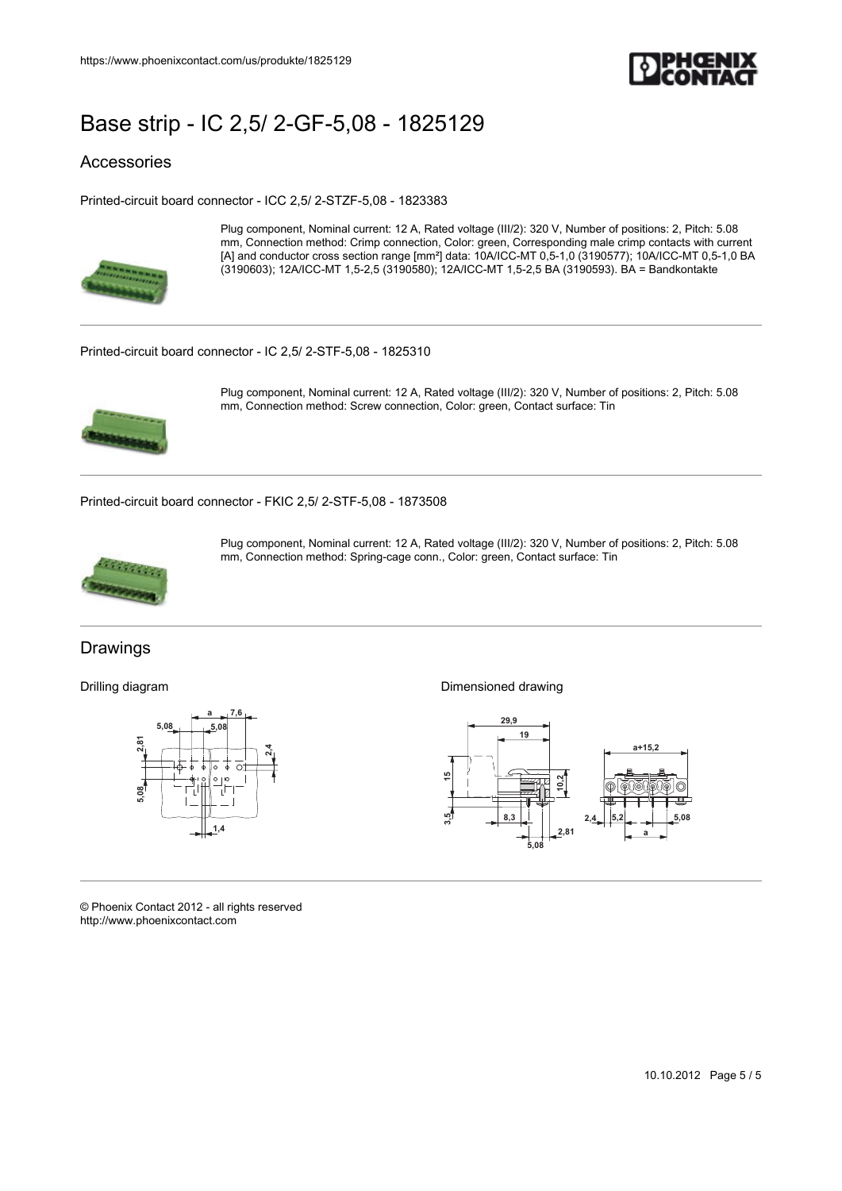# Base strip - IC 2,5/ 2-GF-5,08 - 1825129

## Accessories

Printed-circuit board connector - ICC 2,5/ 2-STZF-5,08 - 1823383

Plug component, Nominal current: 12 A, Rated voltage (III/2): 320 V, Number of positions: 2, Pitch: 5.08 mm, Connection method: Crimp connection, Color: green, Corresponding male crimp contacts with current [A] and conductor cross section range [mm²] data: 10A/ICC-MT 0,5-1,0 (3190577); 10A/ICC-MT 0,5-1,0 BA (3190603); 12A/ICC-MT 1,5-2,5 (3190580); 12A/ICC-MT 1,5-2,5 BA (3190593). BA = Bandkontakte

---

Printed-circuit board connector - IC 2,5/ 2-STF-5,08 - 1825310

Plug component, Nominal current: 12 A, Rated voltage (III/2): 320 V, Number of positions: 2, Pitch: 5.08 mm, Connection method: Screw connection, Color: green, Contact surface: Tin

---

Printed-circuit board connector - FKIC 2,5/ 2-STF-5,08 - 1873508

Plug component, Nominal current: 12 A, Rated voltage (III/2): 320 V, Number of positions: 2, Pitch: 5.08 mm, Connection method: Spring-cage conn., Color: green, Contact surface: Tin

---

## Drawings

Drilling diagram

a
7,6
5,08
5,08
2,81
2,4
5,08
1,4

Dimensioned drawing

29,9
19
15
10,2
3,5
8,3
2,81
5,08
a+15,2
2,4
5,2
5,08
a

---

© Phoenix Contact 2012 - all rights reserved
http://www.phoenixcontact.com